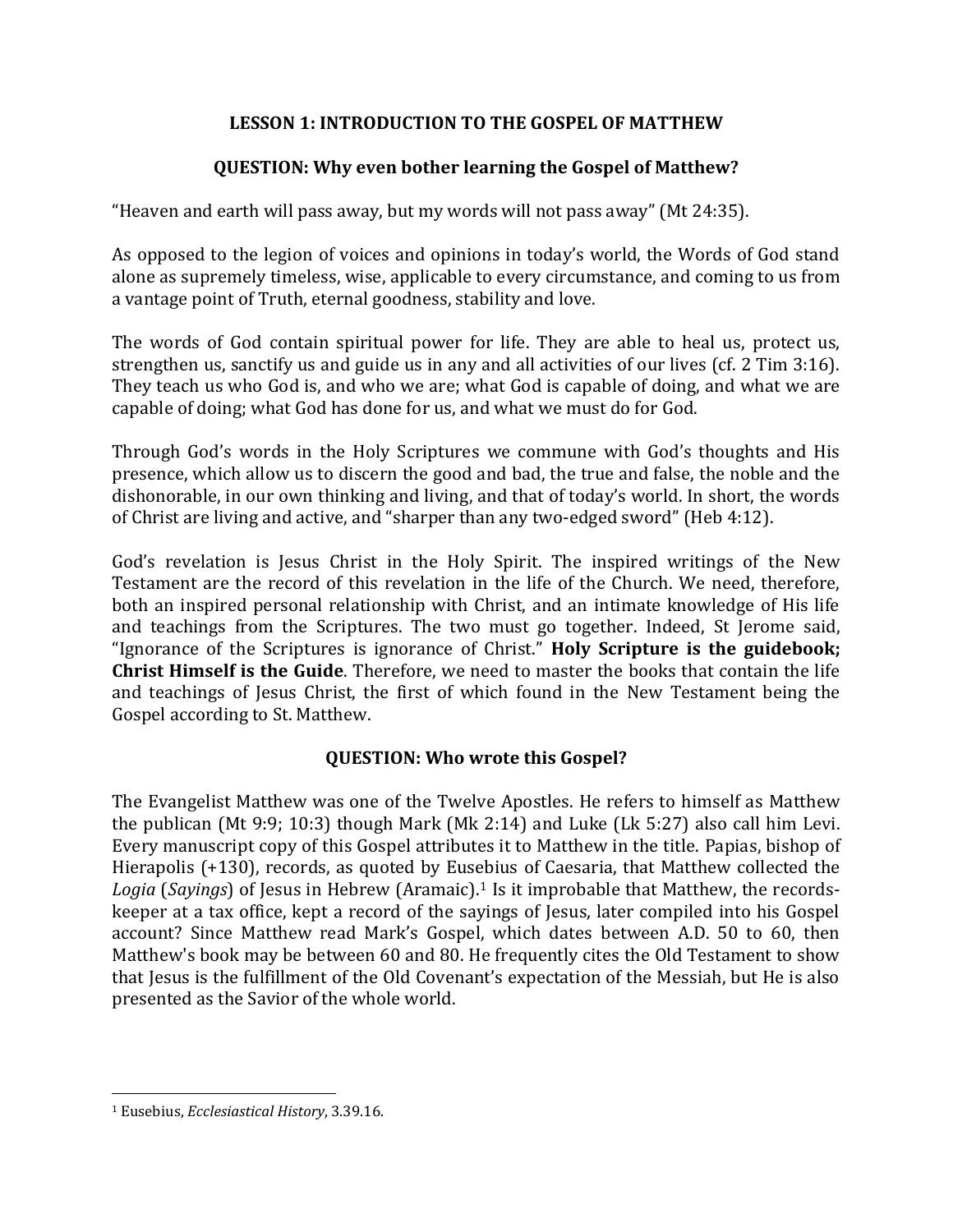# LESSON 1: INTRODUCTION TO THE GOSPEL OF MATTHEW

## QUESTION: Why even bother learning the Gospel of Matthew?

"Heaven and earth will pass away, but my words will not pass away" (Mt 24:35).

As opposed to the legion of voices and opinions in today's world, the Words of God stand alone as supremely timeless, wise, applicable to every circumstance, and coming to us from a vantage point of Truth, eternal goodness, stability and love.

The words of God contain spiritual power for life. They are able to heal us, protect us, strengthen us, sanctify us and guide us in any and all activities of our lives (cf. 2 Tim 3:16). They teach us who God is, and who we are; what God is capable of doing, and what we are capable of doing; what God has done for us, and what we must do for God.

Through God's words in the Holy Scriptures we commune with God's thoughts and His presence, which allow us to discern the good and bad, the true and false, the noble and the dishonorable, in our own thinking and living, and that of today's world. In short, the words of Christ are living and active, and "sharper than any two-edged sword" (Heb 4:12).

God's revelation is Jesus Christ in the Holy Spirit. The inspired writings of the New Testament are the record of this revelation in the life of the Church. We need, therefore, both an inspired personal relationship with Christ, and an intimate knowledge of His life and teachings from the Scriptures. The two must go together. Indeed, St Jerome said, "Ignorance of the Scriptures is ignorance of Christ." **Holy Scripture is the guidebook; Christ Himself is the Guide**. Therefore, we need to master the books that contain the life and teachings of Jesus Christ, the first of which found in the New Testament being the Gospel according to St. Matthew.

## QUESTION: Who wrote this Gospel?

The Evangelist Matthew was one of the Twelve Apostles. He refers to himself as Matthew the publican (Mt 9:9; 10:3) though Mark (Mk 2:14) and Luke (Lk 5:27) also call him Levi. Every manuscript copy of this Gospel attributes it to Matthew in the title. Papias, bishop of Hierapolis (+130), records, as quoted by Eusebius of Caesaria, that Matthew collected the *Logia* (*Sayings*) of Jesus in Hebrew (Aramaic).[1] Is it improbable that Matthew, the records-keeper at a tax office, kept a record of the sayings of Jesus, later compiled into his Gospel account? Since Matthew read Mark's Gospel, which dates between A.D. 50 to 60, then Matthew's book may be between 60 and 80. He frequently cites the Old Testament to show that Jesus is the fulfillment of the Old Covenant's expectation of the Messiah, but He is also presented as the Savior of the whole world.

---

[1] Eusebius, *Ecclesiastical History*, 3.39.16.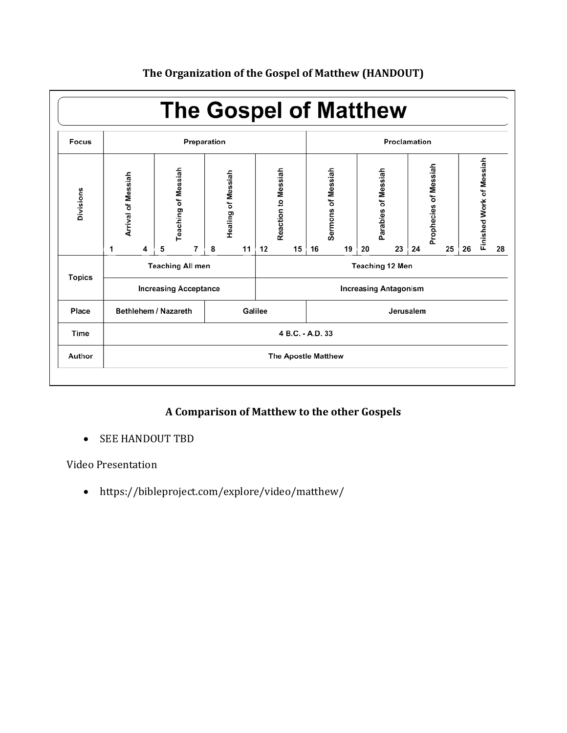**The Organization of the Gospel of Matthew (HANDOUT)**

## The Gospel of Matthew

| Focus | Preparation | | | | Proclamation | | | |
|---|---|---|---|---|---|---|---|---|
| Divisions | Arrival of Messiah | Teaching of Messiah | Healing of Messiah | Reaction to Messiah | Sermons of Messiah | Parables of Messiah | Prophecies of Messiah | Finished Work of Messiah |
| | 1 – 4 | 5 – 7 | 8 – 11 | 12 – 15 | 16 – 19 | 20 – 23 | 24 – 25 | 26 – 28 |
| Topics | Teaching All men | | | Teaching 12 Men | | | | |
| | Increasing Acceptance | | | Increasing Antagonism | | | | |
| Place | Bethlehem / Nazareth | | Galilee | | Jerusalem | | | |
| Time | 4 B.C. - A.D. 33 | | | | | | | |
| Author | The Apostle Matthew | | | | | | | |

**A Comparison of Matthew to the other Gospels**

- SEE HANDOUT TBD

Video Presentation

- https://bibleproject.com/explore/video/matthew/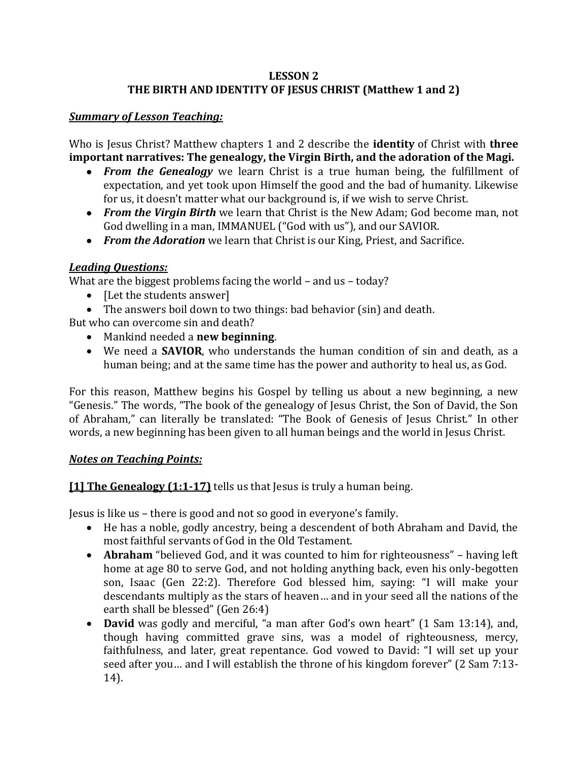**LESSON 2**
**THE BIRTH AND IDENTITY OF JESUS CHRIST (Matthew 1 and 2)**

***Summary of Lesson Teaching:***

Who is Jesus Christ? Matthew chapters 1 and 2 describe the **identity** of Christ with **three important narratives: The genealogy, the Virgin Birth, and the adoration of the Magi.**

- ***From the Genealogy*** we learn Christ is a true human being, the fulfillment of expectation, and yet took upon Himself the good and the bad of humanity. Likewise for us, it doesn't matter what our background is, if we wish to serve Christ.
- ***From the Virgin Birth*** we learn that Christ is the New Adam; God become man, not God dwelling in a man, IMMANUEL ("God with us"), and our SAVIOR.
- ***From the Adoration*** we learn that Christ is our King, Priest, and Sacrifice.

***Leading Questions:***

What are the biggest problems facing the world – and us – today?

- [Let the students answer]
- The answers boil down to two things: bad behavior (sin) and death.

But who can overcome sin and death?

- Mankind needed a **new beginning**.
- We need a **SAVIOR**, who understands the human condition of sin and death, as a human being; and at the same time has the power and authority to heal us, as God.

For this reason, Matthew begins his Gospel by telling us about a new beginning, a new "Genesis." The words, "The book of the genealogy of Jesus Christ, the Son of David, the Son of Abraham," can literally be translated: "The Book of Genesis of Jesus Christ." In other words, a new beginning has been given to all human beings and the world in Jesus Christ.

***Notes on Teaching Points:***

**[1] The Genealogy (1:1-17)** tells us that Jesus is truly a human being.

Jesus is like us – there is good and not so good in everyone's family.

- He has a noble, godly ancestry, being a descendent of both Abraham and David, the most faithful servants of God in the Old Testament.
- **Abraham** "believed God, and it was counted to him for righteousness" – having left home at age 80 to serve God, and not holding anything back, even his only-begotten son, Isaac (Gen 22:2). Therefore God blessed him, saying: "I will make your descendants multiply as the stars of heaven… and in your seed all the nations of the earth shall be blessed" (Gen 26:4)
- **David** was godly and merciful, "a man after God's own heart" (1 Sam 13:14), and, though having committed grave sins, was a model of righteousness, mercy, faithfulness, and later, great repentance. God vowed to David: "I will set up your seed after you… and I will establish the throne of his kingdom forever" (2 Sam 7:13-14).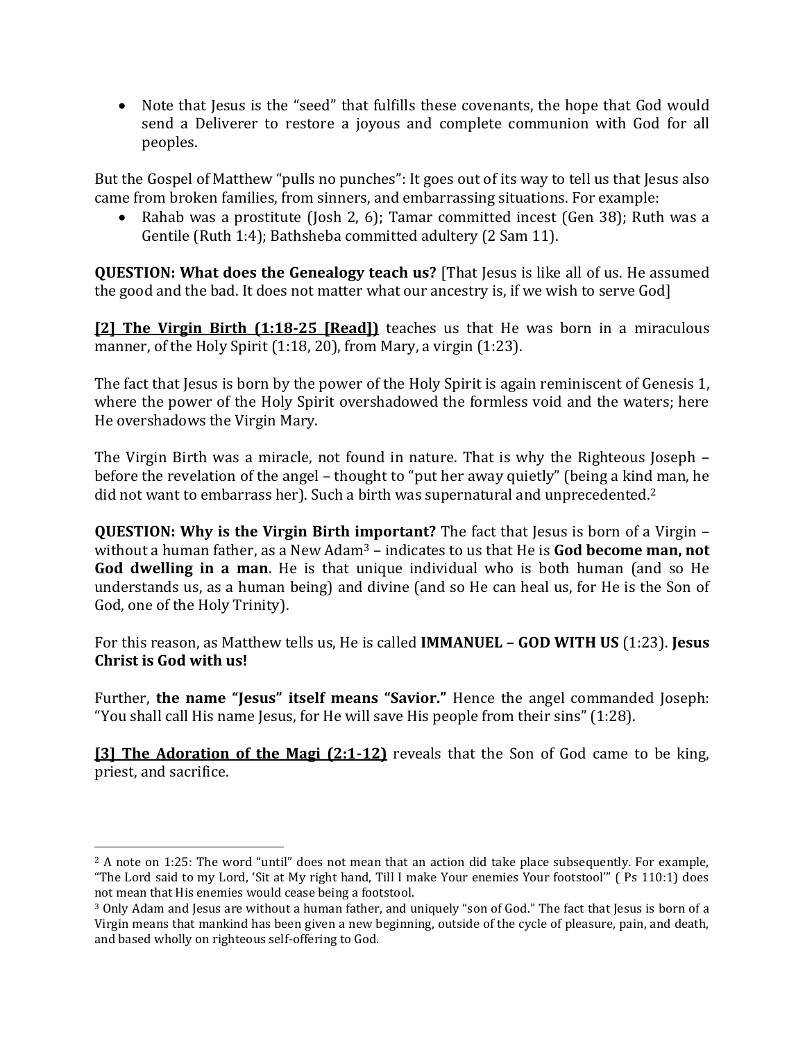- Note that Jesus is the "seed" that fulfills these covenants, the hope that God would send a Deliverer to restore a joyous and complete communion with God for all peoples.

But the Gospel of Matthew "pulls no punches": It goes out of its way to tell us that Jesus also came from broken families, from sinners, and embarrassing situations. For example:

- Rahab was a prostitute (Josh 2, 6); Tamar committed incest (Gen 38); Ruth was a Gentile (Ruth 1:4); Bathsheba committed adultery (2 Sam 11).

**QUESTION: What does the Genealogy teach us?** [That Jesus is like all of us. He assumed the good and the bad. It does not matter what our ancestry is, if we wish to serve God]

**[2] The Virgin Birth (1:18-25 [Read])** teaches us that He was born in a miraculous manner, of the Holy Spirit (1:18, 20), from Mary, a virgin (1:23).

The fact that Jesus is born by the power of the Holy Spirit is again reminiscent of Genesis 1, where the power of the Holy Spirit overshadowed the formless void and the waters; here He overshadows the Virgin Mary.

The Virgin Birth was a miracle, not found in nature. That is why the Righteous Joseph – before the revelation of the angel – thought to "put her away quietly" (being a kind man, he did not want to embarrass her). Such a birth was supernatural and unprecedented.[2]

**QUESTION: Why is the Virgin Birth important?** The fact that Jesus is born of a Virgin – without a human father, as a New Adam[3] – indicates to us that He is **God become man, not God dwelling in a man**. He is that unique individual who is both human (and so He understands us, as a human being) and divine (and so He can heal us, for He is the Son of God, one of the Holy Trinity).

For this reason, as Matthew tells us, He is called **IMMANUEL – GOD WITH US** (1:23). **Jesus Christ is God with us!**

Further, **the name "Jesus" itself means "Savior."** Hence the angel commanded Joseph: "You shall call His name Jesus, for He will save His people from their sins" (1:28).

**[3] The Adoration of the Magi (2:1-12)** reveals that the Son of God came to be king, priest, and sacrifice.

---

[2] A note on 1:25: The word "until" does not mean that an action did take place subsequently. For example, "The Lord said to my Lord, 'Sit at My right hand, Till I make Your enemies Your footstool'" ( Ps 110:1) does not mean that His enemies would cease being a footstool.

[3] Only Adam and Jesus are without a human father, and uniquely "son of God." The fact that Jesus is born of a Virgin means that mankind has been given a new beginning, outside of the cycle of pleasure, pain, and death, and based wholly on righteous self-offering to God.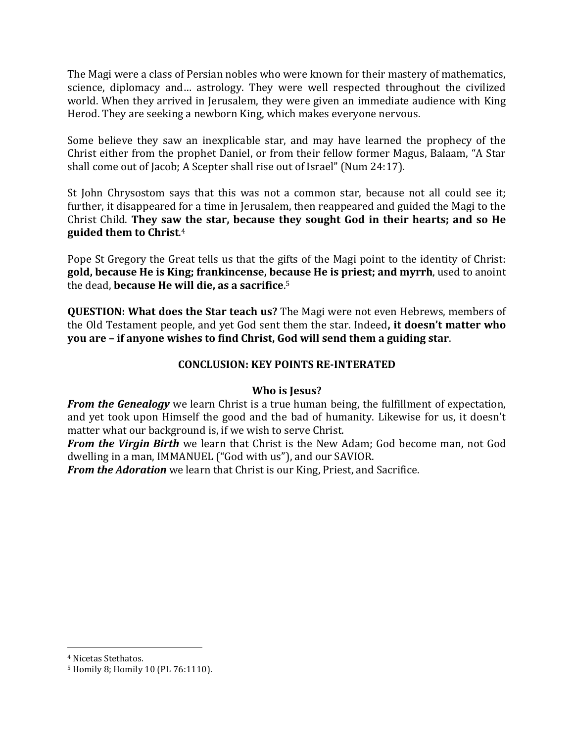The Magi were a class of Persian nobles who were known for their mastery of mathematics, science, diplomacy and… astrology. They were well respected throughout the civilized world. When they arrived in Jerusalem, they were given an immediate audience with King Herod. They are seeking a newborn King, which makes everyone nervous.

Some believe they saw an inexplicable star, and may have learned the prophecy of the Christ either from the prophet Daniel, or from their fellow former Magus, Balaam, "A Star shall come out of Jacob; A Scepter shall rise out of Israel" (Num 24:17).

St John Chrysostom says that this was not a common star, because not all could see it; further, it disappeared for a time in Jerusalem, then reappeared and guided the Magi to the Christ Child. **They saw the star, because they sought God in their hearts; and so He guided them to Christ**.[4]

Pope St Gregory the Great tells us that the gifts of the Magi point to the identity of Christ: **gold, because He is King; frankincense, because He is priest; and myrrh**, used to anoint the dead, **because He will die, as a sacrifice**.[5]

**QUESTION: What does the Star teach us?** The Magi were not even Hebrews, members of the Old Testament people, and yet God sent them the star. Indeed**, it doesn't matter who you are – if anyone wishes to find Christ, God will send them a guiding star**.

**CONCLUSION: KEY POINTS RE-INTERATED**

**Who is Jesus?**

***From the Genealogy*** we learn Christ is a true human being, the fulfillment of expectation, and yet took upon Himself the good and the bad of humanity. Likewise for us, it doesn't matter what our background is, if we wish to serve Christ.
***From the Virgin Birth*** we learn that Christ is the New Adam; God become man, not God dwelling in a man, IMMANUEL ("God with us"), and our SAVIOR.
***From the Adoration*** we learn that Christ is our King, Priest, and Sacrifice.

---

[4] Nicetas Stethatos.
[5] Homily 8; Homily 10 (PL 76:1110).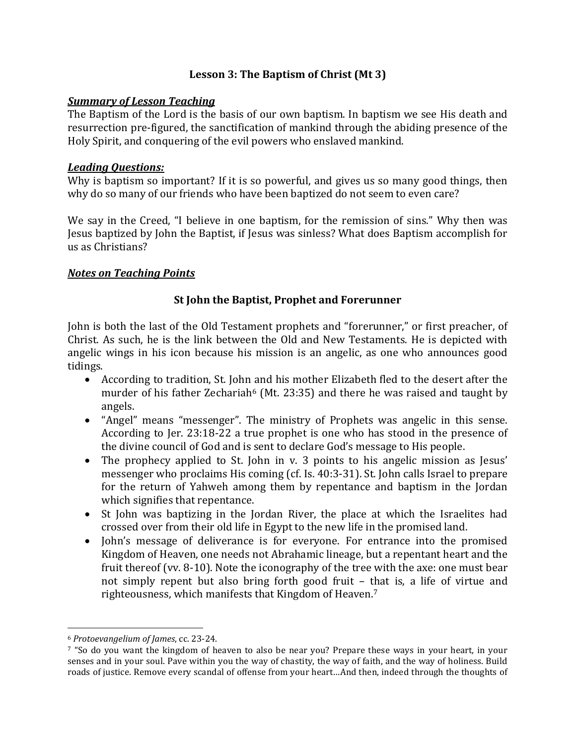### Lesson 3: The Baptism of Christ (Mt 3)

***Summary of Lesson Teaching***

The Baptism of the Lord is the basis of our own baptism. In baptism we see His death and resurrection pre-figured, the sanctification of mankind through the abiding presence of the Holy Spirit, and conquering of the evil powers who enslaved mankind.

***Leading Questions:***

Why is baptism so important? If it is so powerful, and gives us so many good things, then why do so many of our friends who have been baptized do not seem to even care?

We say in the Creed, "I believe in one baptism, for the remission of sins." Why then was Jesus baptized by John the Baptist, if Jesus was sinless? What does Baptism accomplish for us as Christians?

***Notes on Teaching Points***

#### St John the Baptist, Prophet and Forerunner

John is both the last of the Old Testament prophets and "forerunner," or first preacher, of Christ. As such, he is the link between the Old and New Testaments. He is depicted with angelic wings in his icon because his mission is an angelic, as one who announces good tidings.

- According to tradition, St. John and his mother Elizabeth fled to the desert after the murder of his father Zechariah[6] (Mt. 23:35) and there he was raised and taught by angels.
- "Angel" means "messenger". The ministry of Prophets was angelic in this sense. According to Jer. 23:18-22 a true prophet is one who has stood in the presence of the divine council of God and is sent to declare God's message to His people.
- The prophecy applied to St. John in v. 3 points to his angelic mission as Jesus' messenger who proclaims His coming (cf. Is. 40:3-31). St. John calls Israel to prepare for the return of Yahweh among them by repentance and baptism in the Jordan which signifies that repentance.
- St John was baptizing in the Jordan River, the place at which the Israelites had crossed over from their old life in Egypt to the new life in the promised land.
- John's message of deliverance is for everyone. For entrance into the promised Kingdom of Heaven, one needs not Abrahamic lineage, but a repentant heart and the fruit thereof (vv. 8-10). Note the iconography of the tree with the axe: one must bear not simply repent but also bring forth good fruit – that is, a life of virtue and righteousness, which manifests that Kingdom of Heaven.[7]

---

[6] *Protoevangelium of James*, cc. 23-24.

[7] "So do you want the kingdom of heaven to also be near you? Prepare these ways in your heart, in your senses and in your soul. Pave within you the way of chastity, the way of faith, and the way of holiness. Build roads of justice. Remove every scandal of offense from your heart…And then, indeed through the thoughts of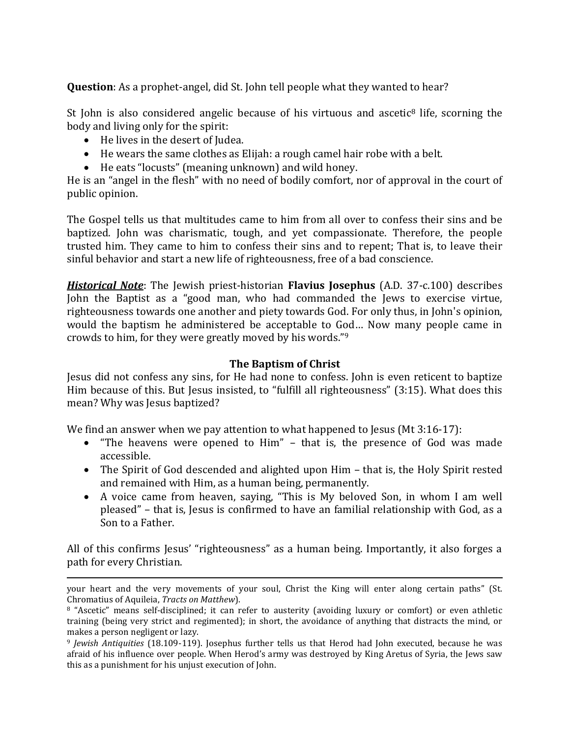**Question**: As a prophet-angel, did St. John tell people what they wanted to hear?

St John is also considered angelic because of his virtuous and ascetic[8] life, scorning the body and living only for the spirit:

- He lives in the desert of Judea.
- He wears the same clothes as Elijah: a rough camel hair robe with a belt.
- He eats "locusts" (meaning unknown) and wild honey.

He is an "angel in the flesh" with no need of bodily comfort, nor of approval in the court of public opinion.

The Gospel tells us that multitudes came to him from all over to confess their sins and be baptized. John was charismatic, tough, and yet compassionate. Therefore, the people trusted him. They came to him to confess their sins and to repent; That is, to leave their sinful behavior and start a new life of righteousness, free of a bad conscience.

***Historical Note***: The Jewish priest-historian **Flavius Josephus** (A.D. 37-c.100) describes John the Baptist as a "good man, who had commanded the Jews to exercise virtue, righteousness towards one another and piety towards God. For only thus, in John's opinion, would the baptism he administered be acceptable to God… Now many people came in crowds to him, for they were greatly moved by his words."[9]

## The Baptism of Christ

Jesus did not confess any sins, for He had none to confess. John is even reticent to baptize Him because of this. But Jesus insisted, to "fulfill all righteousness" (3:15). What does this mean? Why was Jesus baptized?

We find an answer when we pay attention to what happened to Jesus (Mt 3:16-17):

- "The heavens were opened to Him" – that is, the presence of God was made accessible.
- The Spirit of God descended and alighted upon Him – that is, the Holy Spirit rested and remained with Him, as a human being, permanently.
- A voice came from heaven, saying, "This is My beloved Son, in whom I am well pleased" – that is, Jesus is confirmed to have an familial relationship with God, as a Son to a Father.

All of this confirms Jesus' "righteousness" as a human being. Importantly, it also forges a path for every Christian.

---

your heart and the very movements of your soul, Christ the King will enter along certain paths" (St. Chromatius of Aquileia, *Tracts on Matthew*).

[8] "Ascetic" means self-disciplined; it can refer to austerity (avoiding luxury or comfort) or even athletic training (being very strict and regimented); in short, the avoidance of anything that distracts the mind, or makes a person negligent or lazy.

[9] *Jewish Antiquities* (18.109-119). Josephus further tells us that Herod had John executed, because he was afraid of his influence over people. When Herod's army was destroyed by King Aretus of Syria, the Jews saw this as a punishment for his unjust execution of John.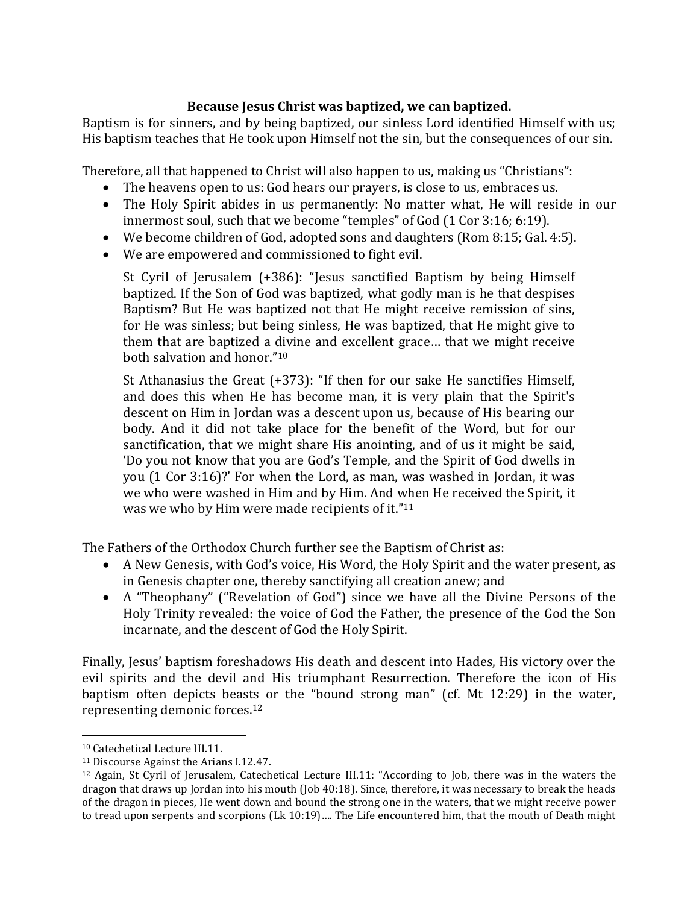**Because Jesus Christ was baptized, we can baptized.**

Baptism is for sinners, and by being baptized, our sinless Lord identified Himself with us; His baptism teaches that He took upon Himself not the sin, but the consequences of our sin.

Therefore, all that happened to Christ will also happen to us, making us "Christians":

- The heavens open to us: God hears our prayers, is close to us, embraces us.
- The Holy Spirit abides in us permanently: No matter what, He will reside in our innermost soul, such that we become "temples" of God (1 Cor 3:16; 6:19).
- We become children of God, adopted sons and daughters (Rom 8:15; Gal. 4:5).
- We are empowered and commissioned to fight evil.

> St Cyril of Jerusalem (+386): "Jesus sanctified Baptism by being Himself baptized. If the Son of God was baptized, what godly man is he that despises Baptism? But He was baptized not that He might receive remission of sins, for He was sinless; but being sinless, He was baptized, that He might give to them that are baptized a divine and excellent grace… that we might receive both salvation and honor."[10]

> St Athanasius the Great (+373): "If then for our sake He sanctifies Himself, and does this when He has become man, it is very plain that the Spirit's descent on Him in Jordan was a descent upon us, because of His bearing our body. And it did not take place for the benefit of the Word, but for our sanctification, that we might share His anointing, and of us it might be said, 'Do you not know that you are God's Temple, and the Spirit of God dwells in you (1 Cor 3:16)?' For when the Lord, as man, was washed in Jordan, it was we who were washed in Him and by Him. And when He received the Spirit, it was we who by Him were made recipients of it."[11]

The Fathers of the Orthodox Church further see the Baptism of Christ as:

- A New Genesis, with God's voice, His Word, the Holy Spirit and the water present, as in Genesis chapter one, thereby sanctifying all creation anew; and
- A "Theophany" ("Revelation of God") since we have all the Divine Persons of the Holy Trinity revealed: the voice of God the Father, the presence of the God the Son incarnate, and the descent of God the Holy Spirit.

Finally, Jesus' baptism foreshadows His death and descent into Hades, His victory over the evil spirits and the devil and His triumphant Resurrection. Therefore the icon of His baptism often depicts beasts or the "bound strong man" (cf. Mt 12:29) in the water, representing demonic forces.[12]

---

[10] Catechetical Lecture III.11.

[11] Discourse Against the Arians I.12.47.

[12] Again, St Cyril of Jerusalem, Catechetical Lecture III.11: "According to Job, there was in the waters the dragon that draws up Jordan into his mouth (Job 40:18). Since, therefore, it was necessary to break the heads of the dragon in pieces, He went down and bound the strong one in the waters, that we might receive power to tread upon serpents and scorpions (Lk 10:19)…. The Life encountered him, that the mouth of Death might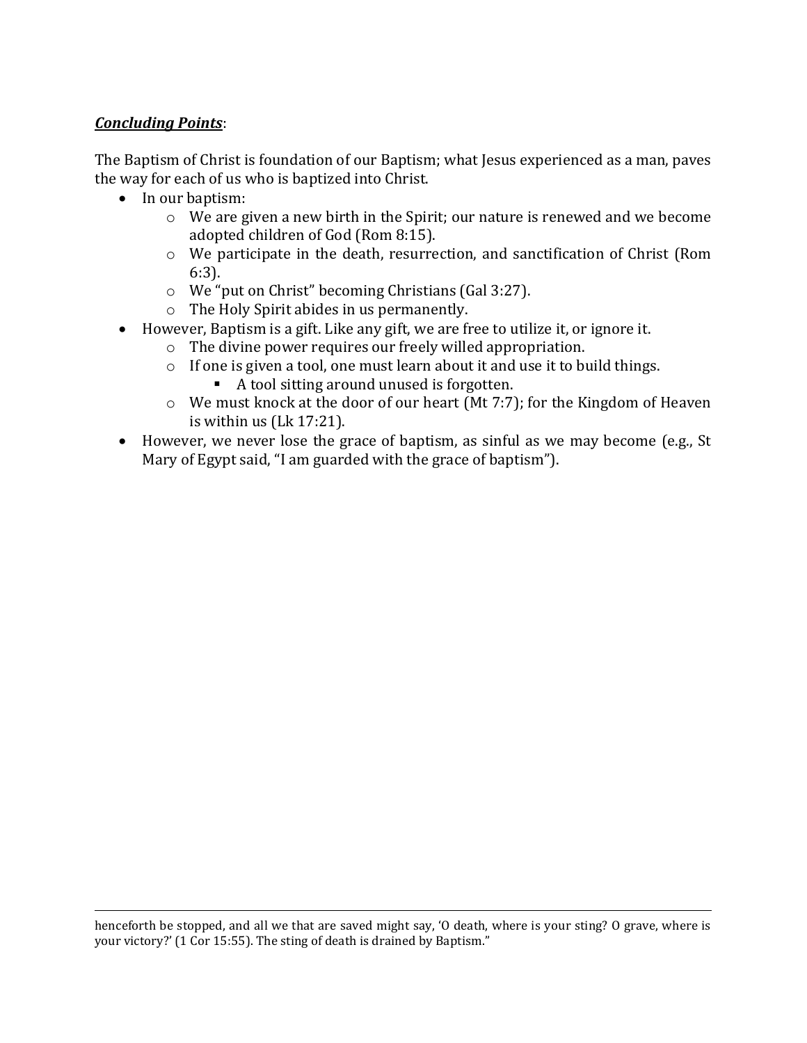***Concluding Points***:

The Baptism of Christ is foundation of our Baptism; what Jesus experienced as a man, paves the way for each of us who is baptized into Christ.

- In our baptism:
  - We are given a new birth in the Spirit; our nature is renewed and we become adopted children of God (Rom 8:15).
  - We participate in the death, resurrection, and sanctification of Christ (Rom 6:3).
  - We "put on Christ" becoming Christians (Gal 3:27).
  - The Holy Spirit abides in us permanently.
- However, Baptism is a gift. Like any gift, we are free to utilize it, or ignore it.
  - The divine power requires our freely willed appropriation.
  - If one is given a tool, one must learn about it and use it to build things.
    - A tool sitting around unused is forgotten.
  - We must knock at the door of our heart (Mt 7:7); for the Kingdom of Heaven is within us (Lk 17:21).
- However, we never lose the grace of baptism, as sinful as we may become (e.g., St Mary of Egypt said, "I am guarded with the grace of baptism").

---

henceforth be stopped, and all we that are saved might say, 'O death, where is your sting? O grave, where is your victory?' (1 Cor 15:55). The sting of death is drained by Baptism."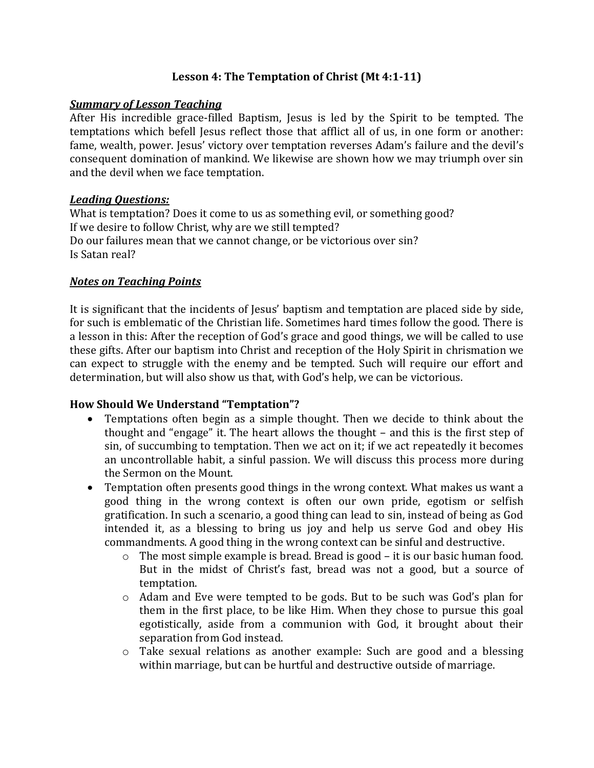## Lesson 4: The Temptation of Christ (Mt 4:1-11)

***Summary of Lesson Teaching***

After His incredible grace-filled Baptism, Jesus is led by the Spirit to be tempted. The temptations which befell Jesus reflect those that afflict all of us, in one form or another: fame, wealth, power. Jesus' victory over temptation reverses Adam's failure and the devil's consequent domination of mankind. We likewise are shown how we may triumph over sin and the devil when we face temptation.

***Leading Questions:***

What is temptation? Does it come to us as something evil, or something good?
If we desire to follow Christ, why are we still tempted?
Do our failures mean that we cannot change, or be victorious over sin?
Is Satan real?

***Notes on Teaching Points***

It is significant that the incidents of Jesus' baptism and temptation are placed side by side, for such is emblematic of the Christian life. Sometimes hard times follow the good. There is a lesson in this: After the reception of God's grace and good things, we will be called to use these gifts. After our baptism into Christ and reception of the Holy Spirit in chrismation we can expect to struggle with the enemy and be tempted. Such will require our effort and determination, but will also show us that, with God's help, we can be victorious.

### How Should We Understand "Temptation"?

- Temptations often begin as a simple thought. Then we decide to think about the thought and "engage" it. The heart allows the thought – and this is the first step of sin, of succumbing to temptation. Then we act on it; if we act repeatedly it becomes an uncontrollable habit, a sinful passion. We will discuss this process more during the Sermon on the Mount.
- Temptation often presents good things in the wrong context. What makes us want a good thing in the wrong context is often our own pride, egotism or selfish gratification. In such a scenario, a good thing can lead to sin, instead of being as God intended it, as a blessing to bring us joy and help us serve God and obey His commandments. A good thing in the wrong context can be sinful and destructive.
    - The most simple example is bread. Bread is good – it is our basic human food. But in the midst of Christ's fast, bread was not a good, but a source of temptation.
    - Adam and Eve were tempted to be gods. But to be such was God's plan for them in the first place, to be like Him. When they chose to pursue this goal egotistically, aside from a communion with God, it brought about their separation from God instead.
    - Take sexual relations as another example: Such are good and a blessing within marriage, but can be hurtful and destructive outside of marriage.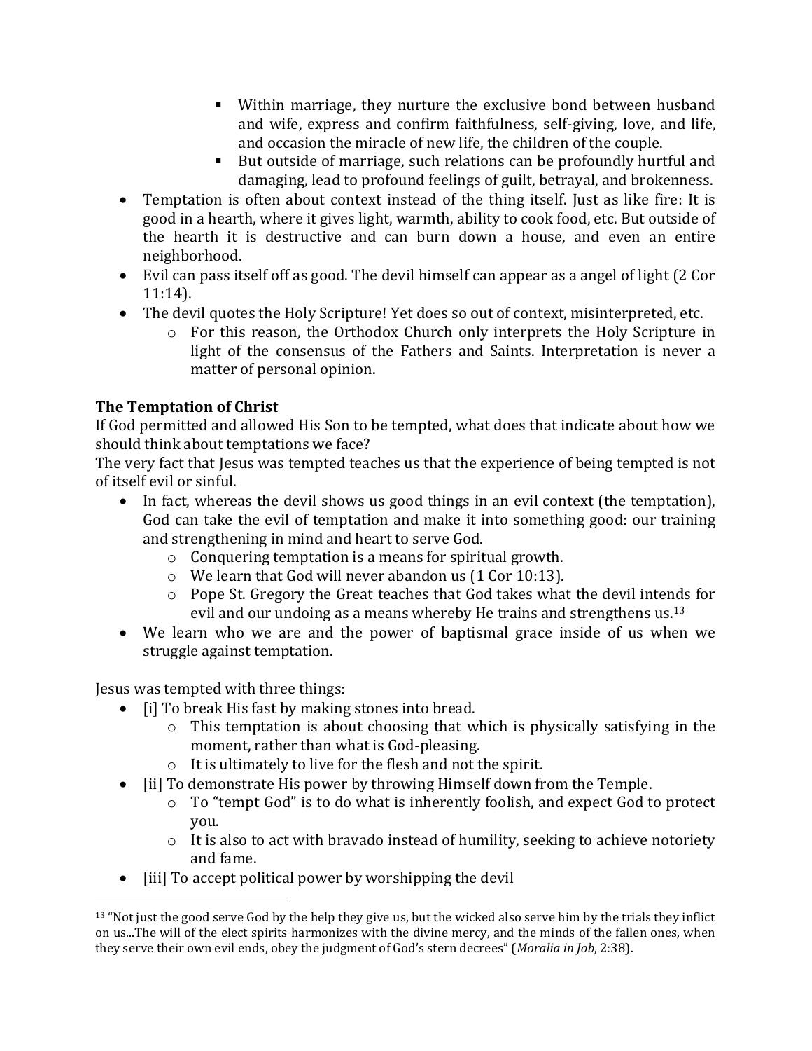- Within marriage, they nurture the exclusive bond between husband and wife, express and confirm faithfulness, self-giving, love, and life, and occasion the miracle of new life, the children of the couple.
    - But outside of marriage, such relations can be profoundly hurtful and damaging, lead to profound feelings of guilt, betrayal, and brokenness.
- Temptation is often about context instead of the thing itself. Just as like fire: It is good in a hearth, where it gives light, warmth, ability to cook food, etc. But outside of the hearth it is destructive and can burn down a house, and even an entire neighborhood.
- Evil can pass itself off as good. The devil himself can appear as a angel of light (2 Cor 11:14).
- The devil quotes the Holy Scripture! Yet does so out of context, misinterpreted, etc.
    - For this reason, the Orthodox Church only interprets the Holy Scripture in light of the consensus of the Fathers and Saints. Interpretation is never a matter of personal opinion.

**The Temptation of Christ**

If God permitted and allowed His Son to be tempted, what does that indicate about how we should think about temptations we face?

The very fact that Jesus was tempted teaches us that the experience of being tempted is not of itself evil or sinful.

- In fact, whereas the devil shows us good things in an evil context (the temptation), God can take the evil of temptation and make it into something good: our training and strengthening in mind and heart to serve God.
    - Conquering temptation is a means for spiritual growth.
    - We learn that God will never abandon us (1 Cor 10:13).
    - Pope St. Gregory the Great teaches that God takes what the devil intends for evil and our undoing as a means whereby He trains and strengthens us.[13]
- We learn who we are and the power of baptismal grace inside of us when we struggle against temptation.

Jesus was tempted with three things:

- [i] To break His fast by making stones into bread.
    - This temptation is about choosing that which is physically satisfying in the moment, rather than what is God-pleasing.
    - It is ultimately to live for the flesh and not the spirit.
- [ii] To demonstrate His power by throwing Himself down from the Temple.
    - To "tempt God" is to do what is inherently foolish, and expect God to protect you.
    - It is also to act with bravado instead of humility, seeking to achieve notoriety and fame.
- [iii] To accept political power by worshipping the devil

---

[13] "Not just the good serve God by the help they give us, but the wicked also serve him by the trials they inflict on us...The will of the elect spirits harmonizes with the divine mercy, and the minds of the fallen ones, when they serve their own evil ends, obey the judgment of God's stern decrees" (*Moralia in Job*, 2:38).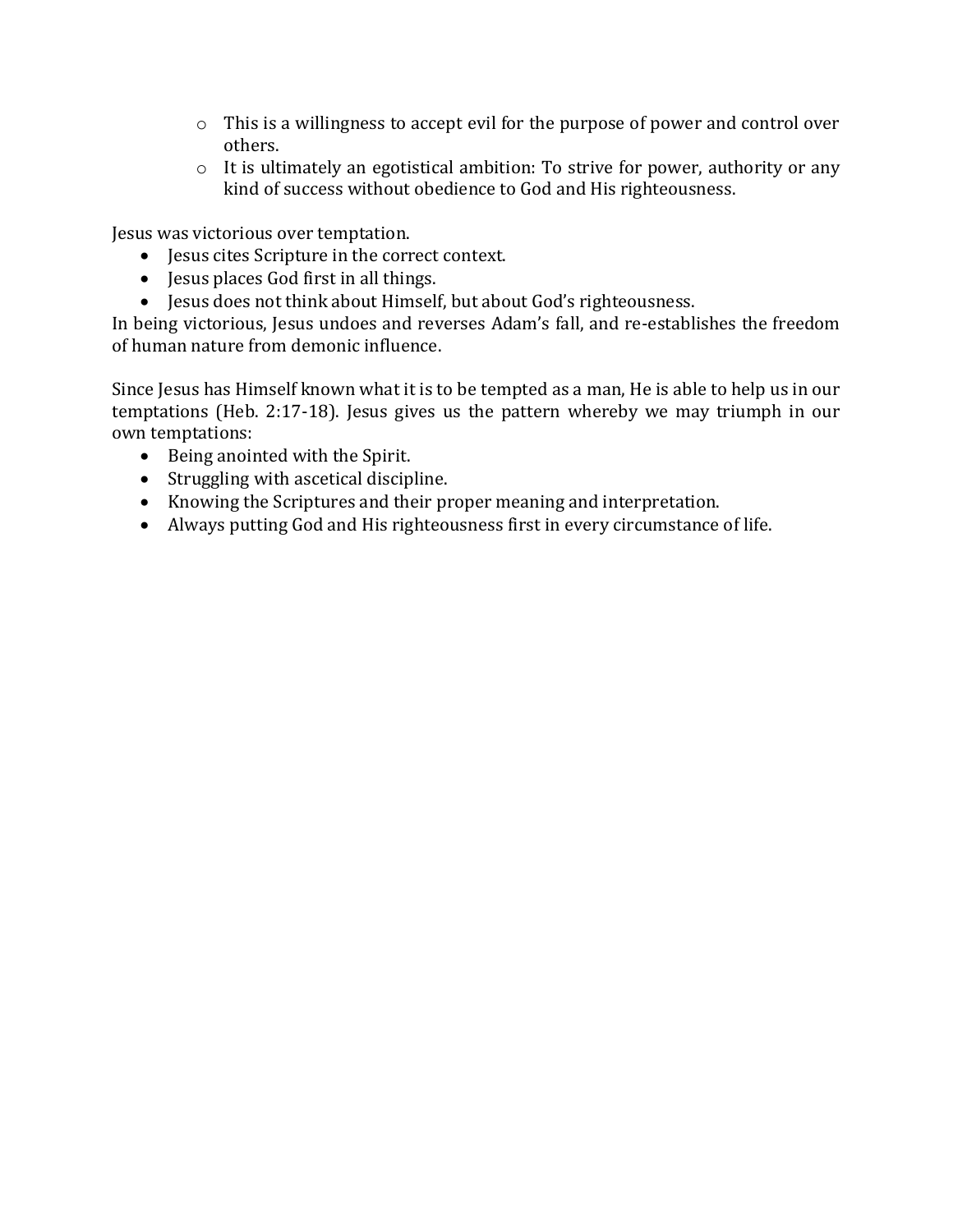- This is a willingness to accept evil for the purpose of power and control over others.
  - It is ultimately an egotistical ambition: To strive for power, authority or any kind of success without obedience to God and His righteousness.

Jesus was victorious over temptation.

- Jesus cites Scripture in the correct context.
- Jesus places God first in all things.
- Jesus does not think about Himself, but about God's righteousness.

In being victorious, Jesus undoes and reverses Adam's fall, and re-establishes the freedom of human nature from demonic influence.

Since Jesus has Himself known what it is to be tempted as a man, He is able to help us in our temptations (Heb. 2:17-18). Jesus gives us the pattern whereby we may triumph in our own temptations:

- Being anointed with the Spirit.
- Struggling with ascetical discipline.
- Knowing the Scriptures and their proper meaning and interpretation.
- Always putting God and His righteousness first in every circumstance of life.